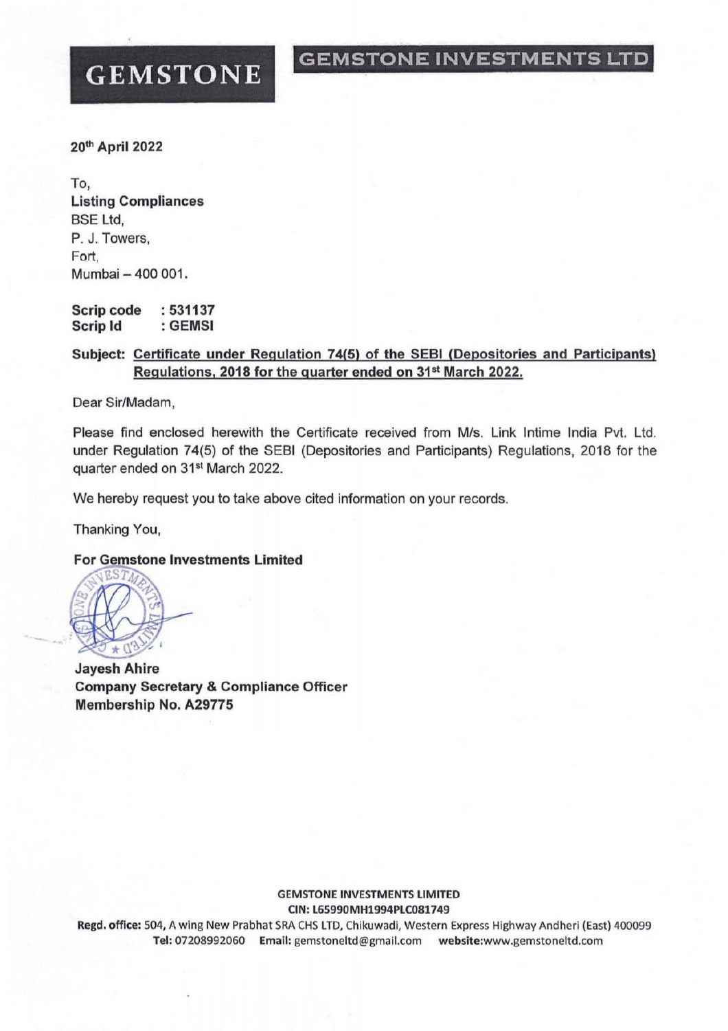**GEMSTONE** **GEMSTONE INVESTMENTS LTD**

**20th April 2022**

To,
**Listing Compliances**
BSE Ltd,
P. J. Towers,
Fort,
Mumbai – 400 001.

**Scrip code : 531137**
**Scrip Id : GEMSI**

**Subject: Certificate under Regulation 74(5) of the SEBI (Depositories and Participants) Regulations, 2018 for the quarter ended on 31st March 2022.**

Dear Sir/Madam,

Please find enclosed herewith the Certificate received from M/s. Link Intime India Pvt. Ltd. under Regulation 74(5) of the SEBI (Depositories and Participants) Regulations, 2018 for the quarter ended on 31st March 2022.

We hereby request you to take above cited information on your records.

Thanking You,

**For Gemstone Investments Limited**

**Jayesh Ahire**
**Company Secretary & Compliance Officer**
**Membership No. A29775**

**GEMSTONE INVESTMENTS LIMITED**
**CIN: L65990MH1994PLC081749**
**Regd. office:** 504, A wing New Prabhat SRA CHS LTD, Chikuwadi, Western Express Highway Andheri (East) 400099
**Tel:** 07208992060 **Email:** gemstoneltd@gmail.com **website:**www.gemstoneltd.com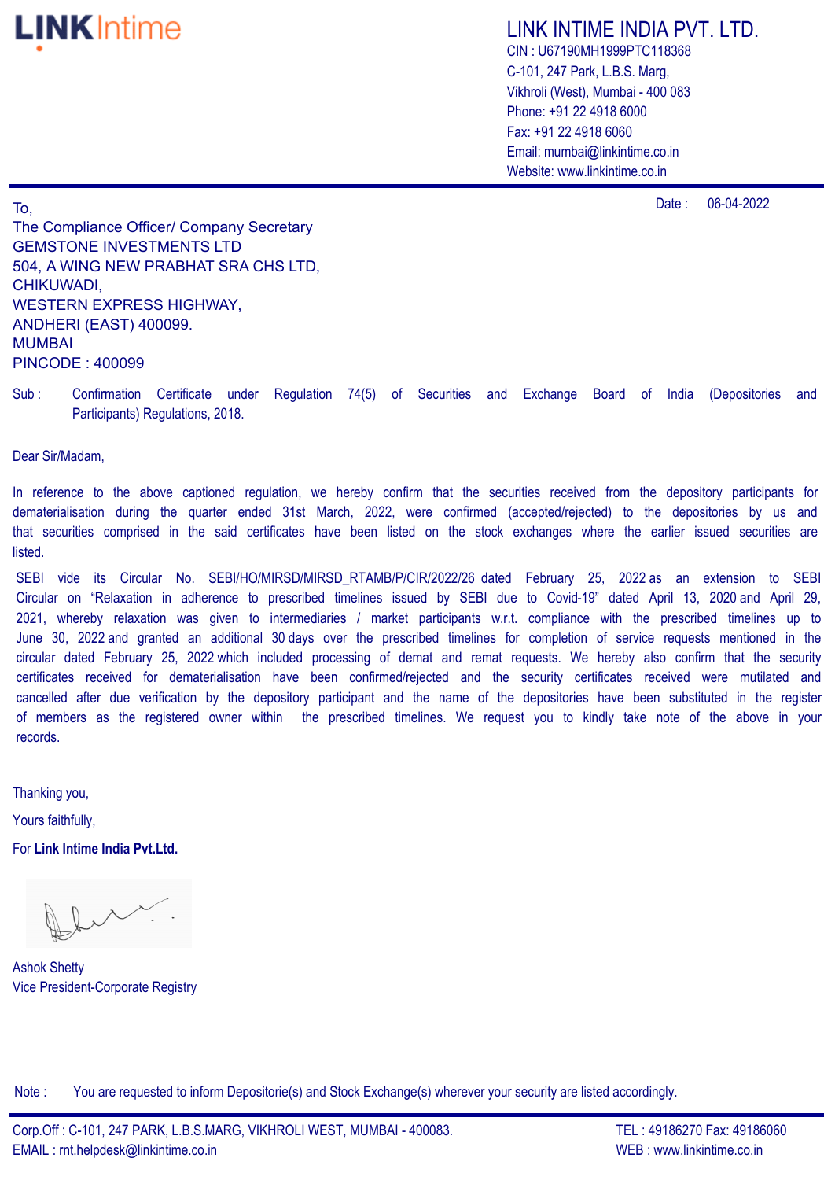LINK Intime

**LINK INTIME INDIA PVT. LTD.**
CIN : U67190MH1999PTC118368
C-101, 247 Park, L.B.S. Marg,
Vikhroli (West), Mumbai - 400 083
Phone: +91 22 4918 6000
Fax: +91 22 4918 6060
Email: mumbai@linkintime.co.in
Website: www.linkintime.co.in

Date : 06-04-2022

To,
The Compliance Officer/ Company Secretary
GEMSTONE INVESTMENTS LTD
504, A WING NEW PRABHAT SRA CHS LTD,
CHIKUWADI,
WESTERN EXPRESS HIGHWAY,
ANDHERI (EAST) 400099.
MUMBAI
PINCODE : 400099

Sub : Confirmation Certificate under Regulation 74(5) of Securities and Exchange Board of India (Depositories and Participants) Regulations, 2018.

Dear Sir/Madam,

In reference to the above captioned regulation, we hereby confirm that the securities received from the depository participants for dematerialisation during the quarter ended 31st March, 2022, were confirmed (accepted/rejected) to the depositories by us and that securities comprised in the said certificates have been listed on the stock exchanges where the earlier issued securities are listed.

SEBI vide its Circular No. SEBI/HO/MIRSD/MIRSD_RTAMB/P/CIR/2022/26 dated February 25, 2022 as an extension to SEBI Circular on "Relaxation in adherence to prescribed timelines issued by SEBI due to Covid-19" dated April 13, 2020 and April 29, 2021, whereby relaxation was given to intermediaries / market participants w.r.t. compliance with the prescribed timelines up to June 30, 2022 and granted an additional 30 days over the prescribed timelines for completion of service requests mentioned in the circular dated February 25, 2022 which included processing of demat and remat requests. We hereby also confirm that the security certificates received for dematerialisation have been confirmed/rejected and the security certificates received were mutilated and cancelled after due verification by the depository participant and the name of the depositories have been substituted in the register of members as the registered owner within the prescribed timelines. We request you to kindly take note of the above in your records.

Thanking you,

Yours faithfully,

For **Link Intime India Pvt.Ltd.**

Ashok Shetty
Vice President-Corporate Registry

Note : You are requested to inform Depositorie(s) and Stock Exchange(s) wherever your security are listed accordingly.

Corp.Off : C-101, 247 PARK, L.B.S.MARG, VIKHROLI WEST, MUMBAI - 400083.
EMAIL : rnt.helpdesk@linkintime.co.in
TEL : 49186270 Fax: 49186060
WEB : www.linkintime.co.in